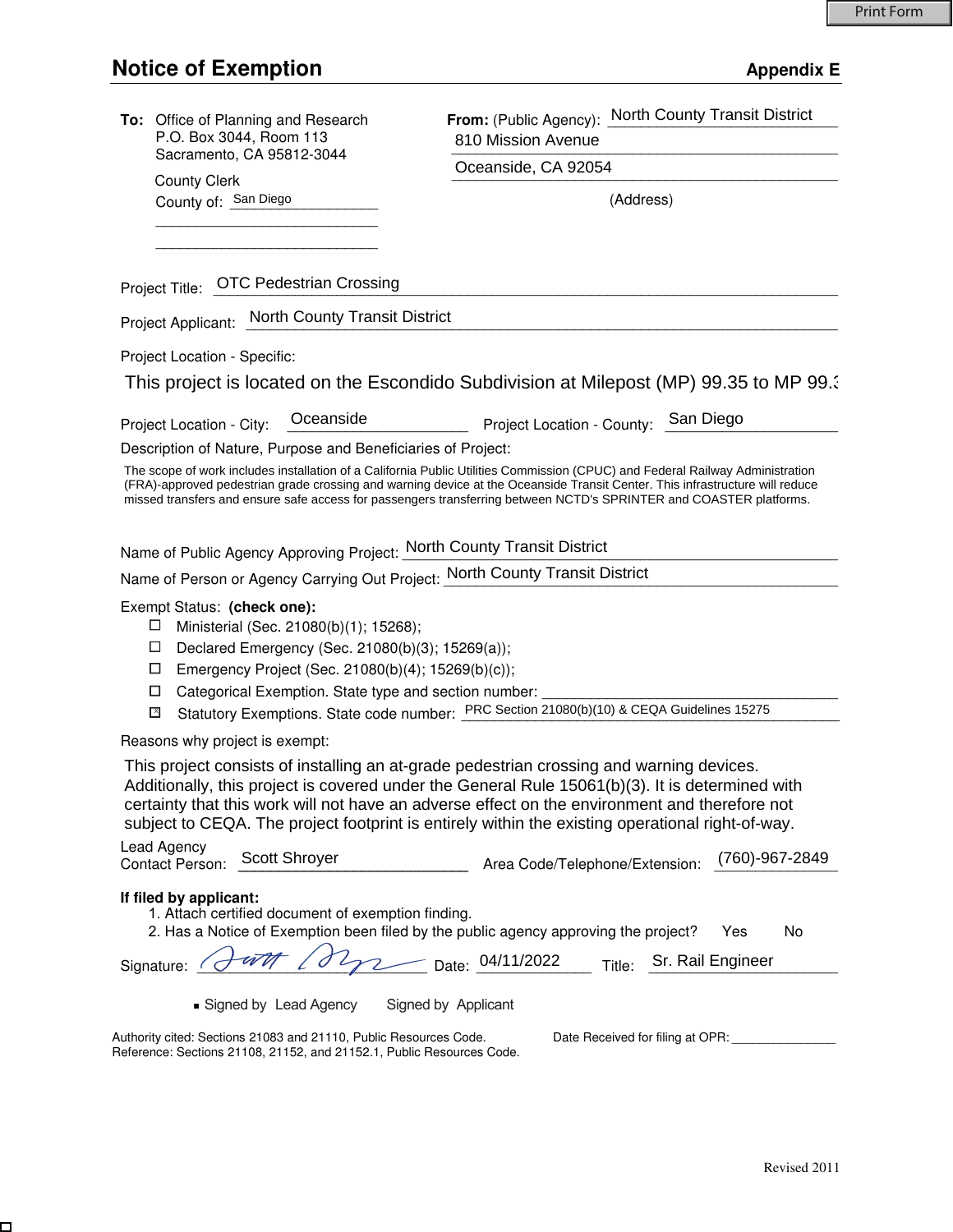Print Form

# Notice of Exemption

**Appendix E**

**To:** Office of Planning and Research
P.O. Box 3044, Room 113
Sacramento, CA 95812-3044

County Clerk
County of: San Diego

**From:** (Public Agency): North County Transit District
810 Mission Avenue
Oceanside, CA 92054
(Address)

Project Title: OTC Pedestrian Crossing

Project Applicant: North County Transit District

Project Location - Specific:

This project is located on the Escondido Subdivision at Milepost (MP) 99.35 to MP 99.3

Project Location - City: Oceanside    Project Location - County: San Diego

Description of Nature, Purpose and Beneficiaries of Project:

The scope of work includes installation of a California Public Utilities Commission (CPUC) and Federal Railway Administration (FRA)-approved pedestrian grade crossing and warning device at the Oceanside Transit Center. This infrastructure will reduce missed transfers and ensure safe access for passengers transferring between NCTD's SPRINTER and COASTER platforms.

Name of Public Agency Approving Project: North County Transit District

Name of Person or Agency Carrying Out Project: North County Transit District

Exempt Status: **(check one):**

- ☐ Ministerial (Sec. 21080(b)(1); 15268);
- ☐ Declared Emergency (Sec. 21080(b)(3); 15269(a));
- ☐ Emergency Project (Sec. 21080(b)(4); 15269(b)(c));
- ☐ Categorical Exemption. State type and section number:
- ☒ Statutory Exemptions. State code number: PRC Section 21080(b)(10) & CEQA Guidelines 15275

Reasons why project is exempt:

This project consists of installing an at-grade pedestrian crossing and warning devices. Additionally, this project is covered under the General Rule 15061(b)(3). It is determined with certainty that this work will not have an adverse effect on the environment and therefore not subject to CEQA. The project footprint is entirely within the existing operational right-of-way.

Lead Agency Contact Person: Scott Shroyer    Area Code/Telephone/Extension: (760)-967-2849

**If filed by applicant:**

1. Attach certified document of exemption finding.
2. Has a Notice of Exemption been filed by the public agency approving the project?   Yes   No

Signature: [signature]   Date: 04/11/2022   Title: Sr. Rail Engineer

■ Signed by Lead Agency   Signed by Applicant

Authority cited: Sections 21083 and 21110, Public Resources Code.
Reference: Sections 21108, 21152, and 21152.1, Public Resources Code.

Date Received for filing at OPR: _______________

Revised 2011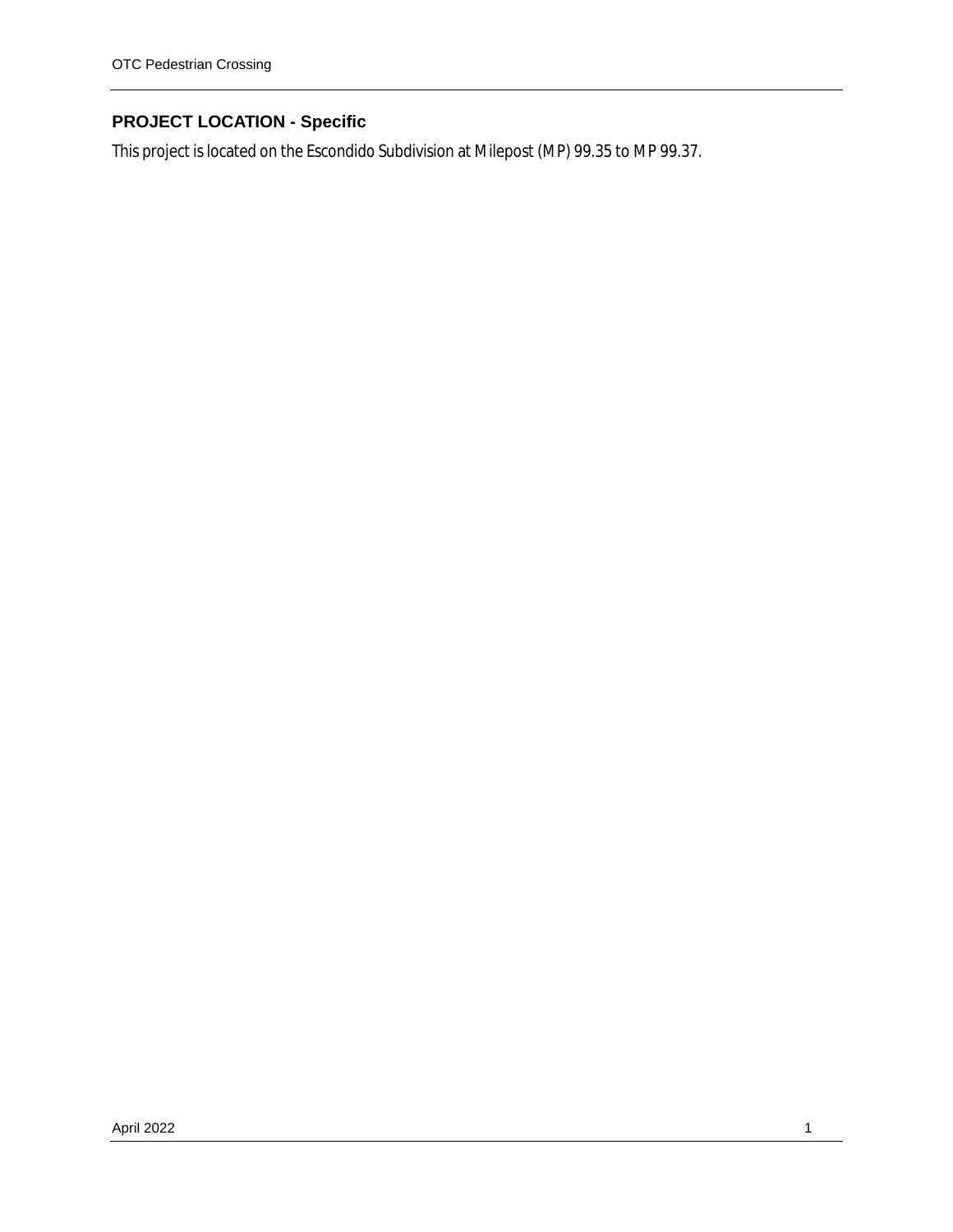## PROJECT LOCATION - Specific

This project is located on the Escondido Subdivision at Milepost (MP) 99.35 to MP 99.37.